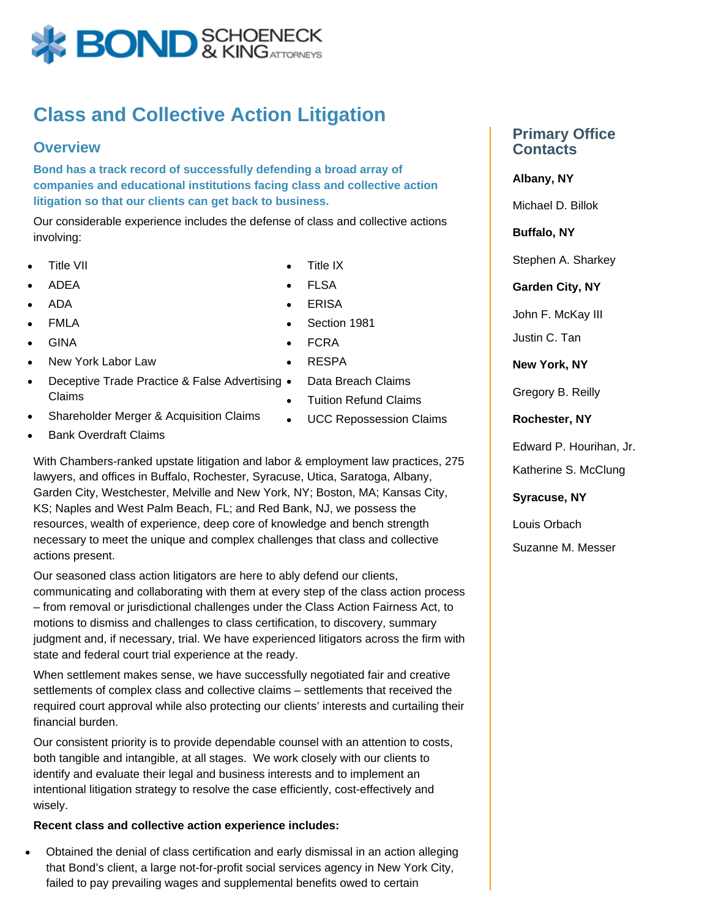BOND SCHOENECK & KING ATTORNEYS

# Class and Collective Action Litigation

## Overview

**Bond has a track record of successfully defending a broad array of companies and educational institutions facing class and collective action litigation so that our clients can get back to business.**

Our considerable experience includes the defense of class and collective actions involving:

- Title VII
- ADEA
- ADA
- FMLA
- GINA
- New York Labor Law
- Deceptive Trade Practice & False Advertising Claims
- Shareholder Merger & Acquisition Claims
- Bank Overdraft Claims
- Title IX
- FLSA
- ERISA
- Section 1981
- FCRA
- RESPA
- Data Breach Claims
- Tuition Refund Claims
- UCC Repossession Claims

With Chambers-ranked upstate litigation and labor & employment law practices, 275 lawyers, and offices in Buffalo, Rochester, Syracuse, Utica, Saratoga, Albany, Garden City, Westchester, Melville and New York, NY; Boston, MA; Kansas City, KS; Naples and West Palm Beach, FL; and Red Bank, NJ, we possess the resources, wealth of experience, deep core of knowledge and bench strength necessary to meet the unique and complex challenges that class and collective actions present.

Our seasoned class action litigators are here to ably defend our clients, communicating and collaborating with them at every step of the class action process – from removal or jurisdictional challenges under the Class Action Fairness Act, to motions to dismiss and challenges to class certification, to discovery, summary judgment and, if necessary, trial. We have experienced litigators across the firm with state and federal court trial experience at the ready.

When settlement makes sense, we have successfully negotiated fair and creative settlements of complex class and collective claims – settlements that received the required court approval while also protecting our clients' interests and curtailing their financial burden.

Our consistent priority is to provide dependable counsel with an attention to costs, both tangible and intangible, at all stages. We work closely with our clients to identify and evaluate their legal and business interests and to implement an intentional litigation strategy to resolve the case efficiently, cost-effectively and wisely.

**Recent class and collective action experience includes:**

- Obtained the denial of class certification and early dismissal in an action alleging that Bond's client, a large not-for-profit social services agency in New York City, failed to pay prevailing wages and supplemental benefits owed to certain

## Primary Office Contacts

**Albany, NY**

Michael D. Billok

**Buffalo, NY**

Stephen A. Sharkey

**Garden City, NY**

John F. McKay III

Justin C. Tan

**New York, NY**

Gregory B. Reilly

**Rochester, NY**

Edward P. Hourihan, Jr.

Katherine S. McClung

**Syracuse, NY**

Louis Orbach

Suzanne M. Messer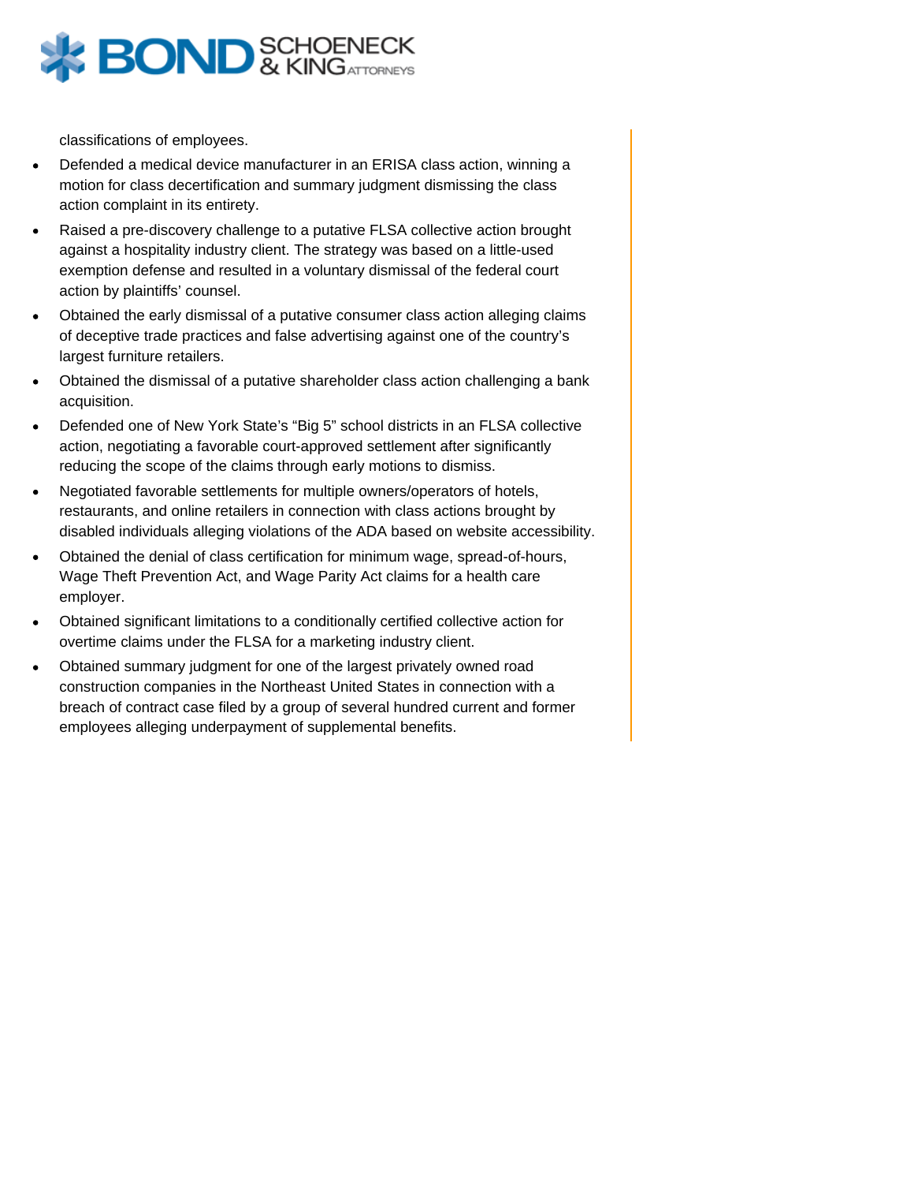classifications of employees.

- Defended a medical device manufacturer in an ERISA class action, winning a motion for class decertification and summary judgment dismissing the class action complaint in its entirety.
- Raised a pre-discovery challenge to a putative FLSA collective action brought against a hospitality industry client. The strategy was based on a little-used exemption defense and resulted in a voluntary dismissal of the federal court action by plaintiffs' counsel.
- Obtained the early dismissal of a putative consumer class action alleging claims of deceptive trade practices and false advertising against one of the country's largest furniture retailers.
- Obtained the dismissal of a putative shareholder class action challenging a bank acquisition.
- Defended one of New York State's "Big 5" school districts in an FLSA collective action, negotiating a favorable court-approved settlement after significantly reducing the scope of the claims through early motions to dismiss.
- Negotiated favorable settlements for multiple owners/operators of hotels, restaurants, and online retailers in connection with class actions brought by disabled individuals alleging violations of the ADA based on website accessibility.
- Obtained the denial of class certification for minimum wage, spread-of-hours, Wage Theft Prevention Act, and Wage Parity Act claims for a health care employer.
- Obtained significant limitations to a conditionally certified collective action for overtime claims under the FLSA for a marketing industry client.
- Obtained summary judgment for one of the largest privately owned road construction companies in the Northeast United States in connection with a breach of contract case filed by a group of several hundred current and former employees alleging underpayment of supplemental benefits.